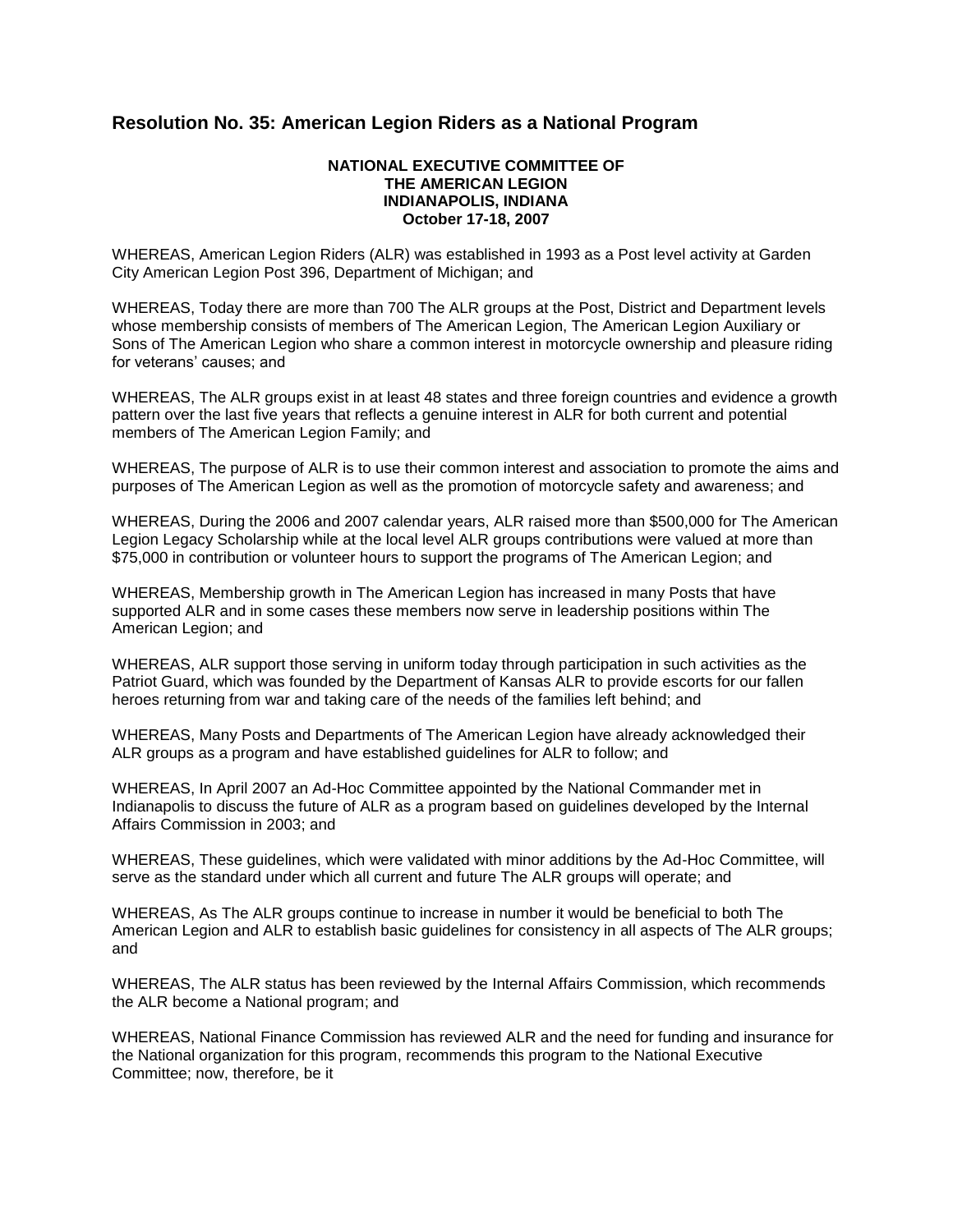## Resolution No. 35: American Legion Riders as a National Program

**NATIONAL EXECUTIVE COMMITTEE OF**
**THE AMERICAN LEGION**
**INDIANAPOLIS, INDIANA**
**October 17-18, 2007**

WHEREAS, American Legion Riders (ALR) was established in 1993 as a Post level activity at Garden City American Legion Post 396, Department of Michigan; and

WHEREAS, Today there are more than 700 The ALR groups at the Post, District and Department levels whose membership consists of members of The American Legion, The American Legion Auxiliary or Sons of The American Legion who share a common interest in motorcycle ownership and pleasure riding for veterans' causes; and

WHEREAS, The ALR groups exist in at least 48 states and three foreign countries and evidence a growth pattern over the last five years that reflects a genuine interest in ALR for both current and potential members of The American Legion Family; and

WHEREAS, The purpose of ALR is to use their common interest and association to promote the aims and purposes of The American Legion as well as the promotion of motorcycle safety and awareness; and

WHEREAS, During the 2006 and 2007 calendar years, ALR raised more than $500,000 for The American Legion Legacy Scholarship while at the local level ALR groups contributions were valued at more than $75,000 in contribution or volunteer hours to support the programs of The American Legion; and

WHEREAS, Membership growth in The American Legion has increased in many Posts that have supported ALR and in some cases these members now serve in leadership positions within The American Legion; and

WHEREAS, ALR support those serving in uniform today through participation in such activities as the Patriot Guard, which was founded by the Department of Kansas ALR to provide escorts for our fallen heroes returning from war and taking care of the needs of the families left behind; and

WHEREAS, Many Posts and Departments of The American Legion have already acknowledged their ALR groups as a program and have established guidelines for ALR to follow; and

WHEREAS, In April 2007 an Ad-Hoc Committee appointed by the National Commander met in Indianapolis to discuss the future of ALR as a program based on guidelines developed by the Internal Affairs Commission in 2003; and

WHEREAS, These guidelines, which were validated with minor additions by the Ad-Hoc Committee, will serve as the standard under which all current and future The ALR groups will operate; and

WHEREAS, As The ALR groups continue to increase in number it would be beneficial to both The American Legion and ALR to establish basic guidelines for consistency in all aspects of The ALR groups; and

WHEREAS, The ALR status has been reviewed by the Internal Affairs Commission, which recommends the ALR become a National program; and

WHEREAS, National Finance Commission has reviewed ALR and the need for funding and insurance for the National organization for this program, recommends this program to the National Executive Committee; now, therefore, be it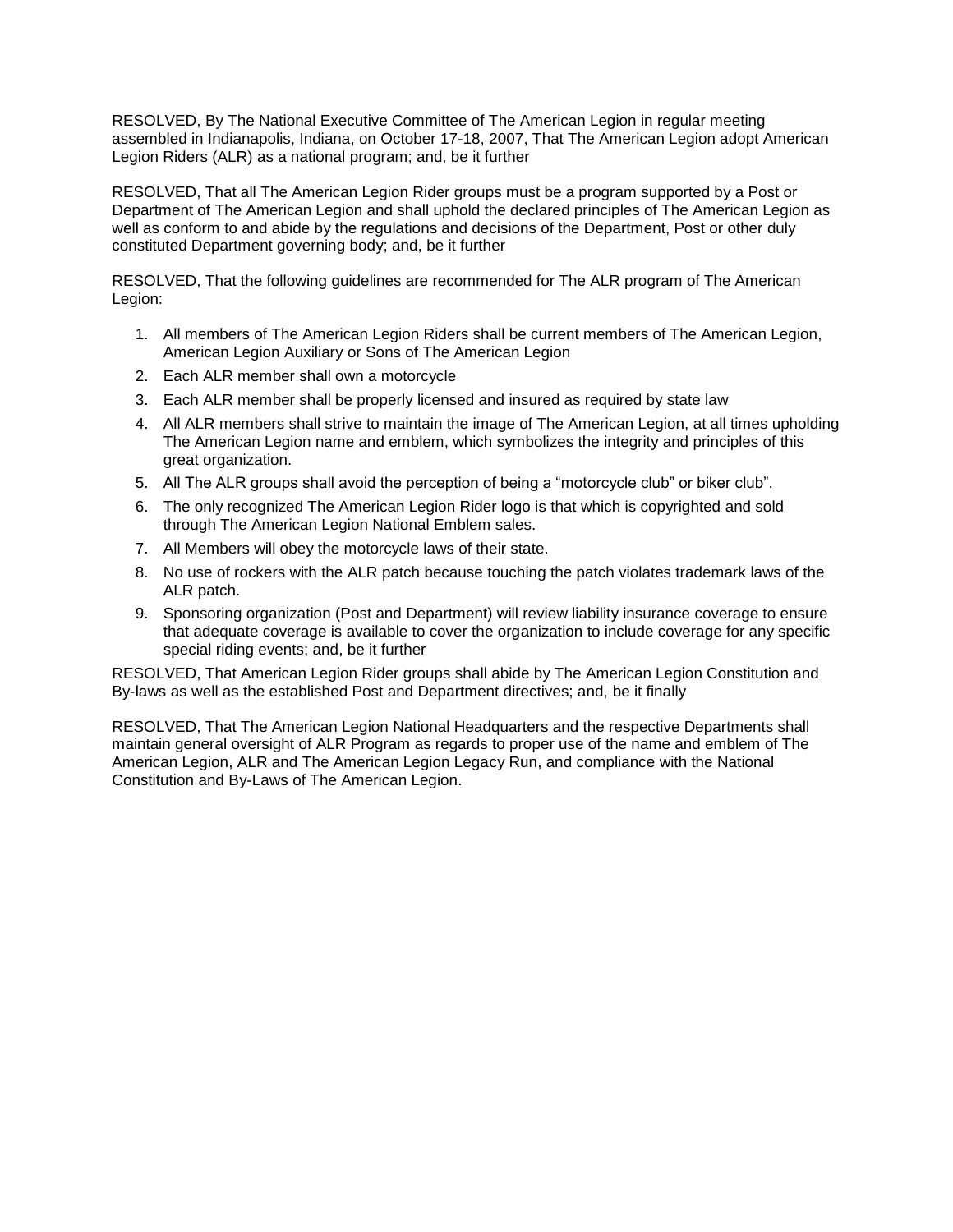RESOLVED, By The National Executive Committee of The American Legion in regular meeting assembled in Indianapolis, Indiana, on October 17-18, 2007, That The American Legion adopt American Legion Riders (ALR) as a national program; and, be it further

RESOLVED, That all The American Legion Rider groups must be a program supported by a Post or Department of The American Legion and shall uphold the declared principles of The American Legion as well as conform to and abide by the regulations and decisions of the Department, Post or other duly constituted Department governing body; and, be it further

RESOLVED, That the following guidelines are recommended for The ALR program of The American Legion:

1. All members of The American Legion Riders shall be current members of The American Legion, American Legion Auxiliary or Sons of The American Legion
2. Each ALR member shall own a motorcycle
3. Each ALR member shall be properly licensed and insured as required by state law
4. All ALR members shall strive to maintain the image of The American Legion, at all times upholding The American Legion name and emblem, which symbolizes the integrity and principles of this great organization.
5. All The ALR groups shall avoid the perception of being a "motorcycle club" or biker club".
6. The only recognized The American Legion Rider logo is that which is copyrighted and sold through The American Legion National Emblem sales.
7. All Members will obey the motorcycle laws of their state.
8. No use of rockers with the ALR patch because touching the patch violates trademark laws of the ALR patch.
9. Sponsoring organization (Post and Department) will review liability insurance coverage to ensure that adequate coverage is available to cover the organization to include coverage for any specific special riding events; and, be it further

RESOLVED, That American Legion Rider groups shall abide by The American Legion Constitution and By-laws as well as the established Post and Department directives; and, be it finally

RESOLVED, That The American Legion National Headquarters and the respective Departments shall maintain general oversight of ALR Program as regards to proper use of the name and emblem of The American Legion, ALR and The American Legion Legacy Run, and compliance with the National Constitution and By-Laws of The American Legion.